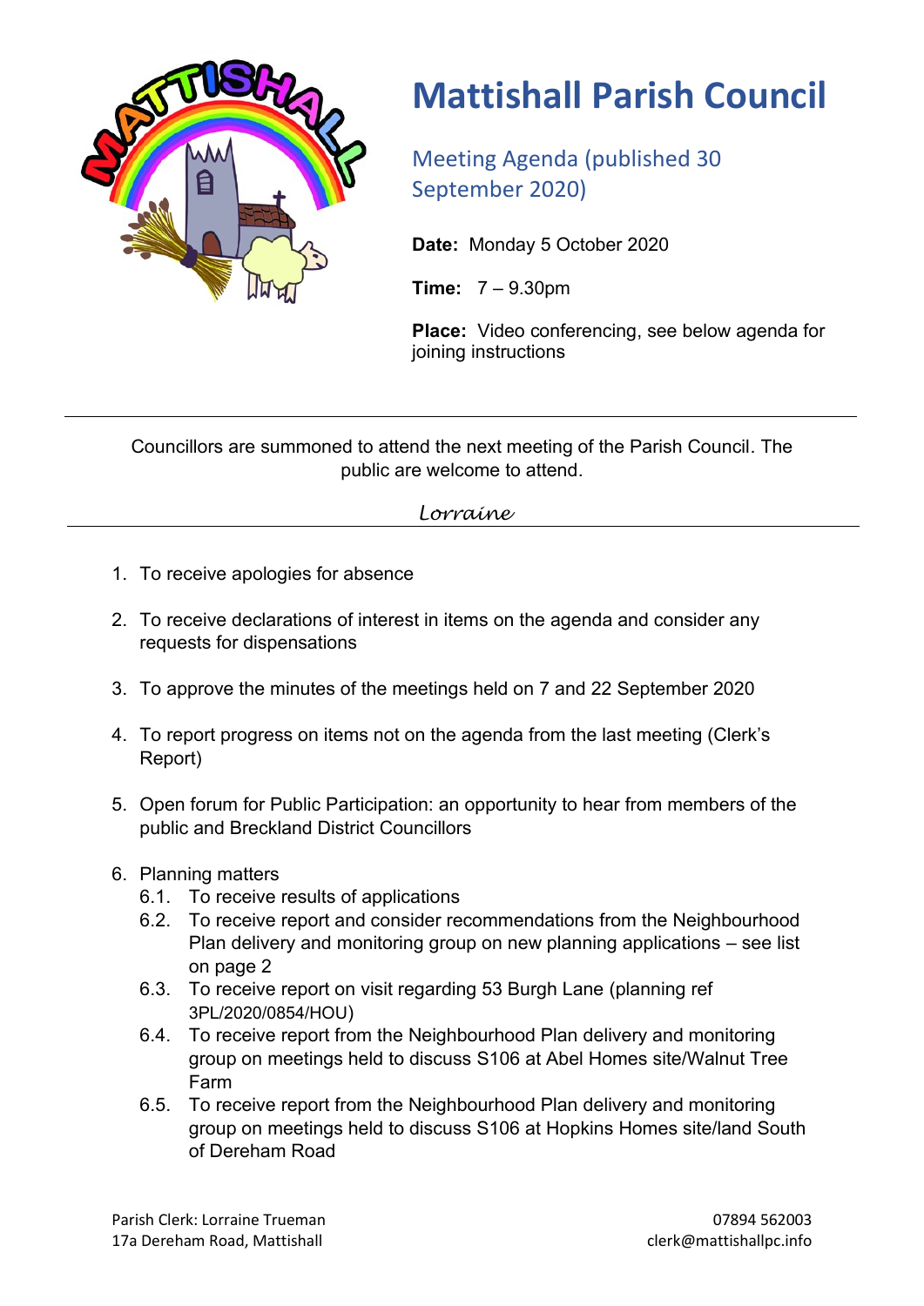# Mattishall Parish Council

## Meeting Agenda (published 30 September 2020)

**Date:** Monday 5 October 2020

**Time:** 7 – 9.30pm

**Place:** Video conferencing, see below agenda for joining instructions

---

Councillors are summoned to attend the next meeting of the Parish Council. The public are welcome to attend.

*Lorraine*

---

1. To receive apologies for absence
2. To receive declarations of interest in items on the agenda and consider any requests for dispensations
3. To approve the minutes of the meetings held on 7 and 22 September 2020
4. To report progress on items not on the agenda from the last meeting (Clerk's Report)
5. Open forum for Public Participation: an opportunity to hear from members of the public and Breckland District Councillors
6. Planning matters
   - 6.1. To receive results of applications
   - 6.2. To receive report and consider recommendations from the Neighbourhood Plan delivery and monitoring group on new planning applications – see list on page 2
   - 6.3. To receive report on visit regarding 53 Burgh Lane (planning ref 3PL/2020/0854/HOU)
   - 6.4. To receive report from the Neighbourhood Plan delivery and monitoring group on meetings held to discuss S106 at Abel Homes site/Walnut Tree Farm
   - 6.5. To receive report from the Neighbourhood Plan delivery and monitoring group on meetings held to discuss S106 at Hopkins Homes site/land South of Dereham Road

Parish Clerk: Lorraine Trueman
17a Dereham Road, Mattishall

07894 562003
clerk@mattishallpc.info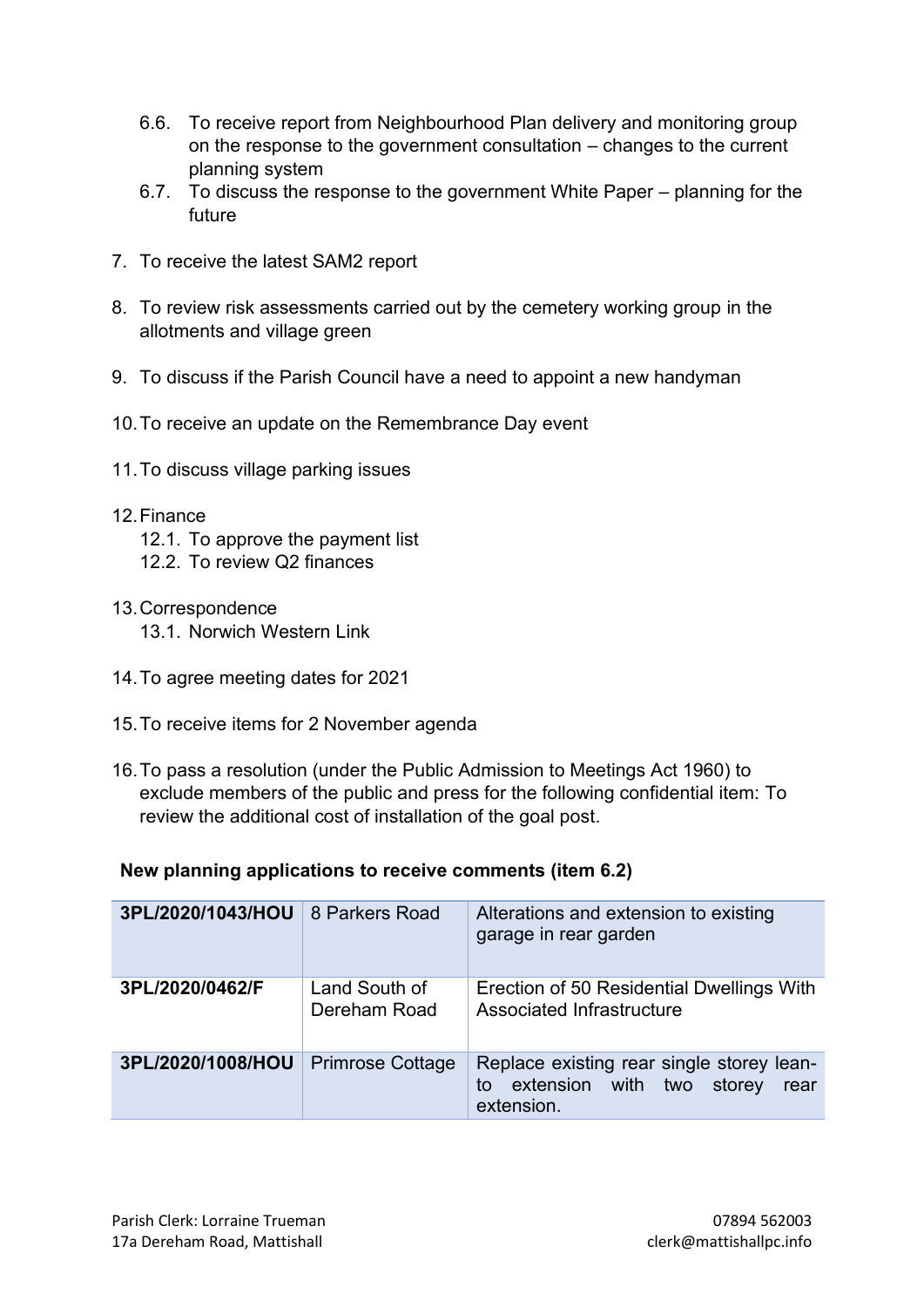6.6. To receive report from Neighbourhood Plan delivery and monitoring group on the response to the government consultation – changes to the current planning system
6.7. To discuss the response to the government White Paper – planning for the future

7. To receive the latest SAM2 report

8. To review risk assessments carried out by the cemetery working group in the allotments and village green

9. To discuss if the Parish Council have a need to appoint a new handyman

10. To receive an update on the Remembrance Day event

11. To discuss village parking issues

12. Finance
    12.1. To approve the payment list
    12.2. To review Q2 finances

13. Correspondence
    13.1. Norwich Western Link

14. To agree meeting dates for 2021

15. To receive items for 2 November agenda

16. To pass a resolution (under the Public Admission to Meetings Act 1960) to exclude members of the public and press for the following confidential item: To review the additional cost of installation of the goal post.

**New planning applications to receive comments (item 6.2)**

| | | |
|---|---|---|
| **3PL/2020/1043/HOU** | 8 Parkers Road | Alterations and extension to existing garage in rear garden |
| **3PL/2020/0462/F** | Land South of Dereham Road | Erection of 50 Residential Dwellings With Associated Infrastructure |
| **3PL/2020/1008/HOU** | Primrose Cottage | Replace existing rear single storey lean-to extension with two storey rear extension. |

Parish Clerk: Lorraine Trueman
17a Dereham Road, Mattishall

07894 562003
clerk@mattishallpc.info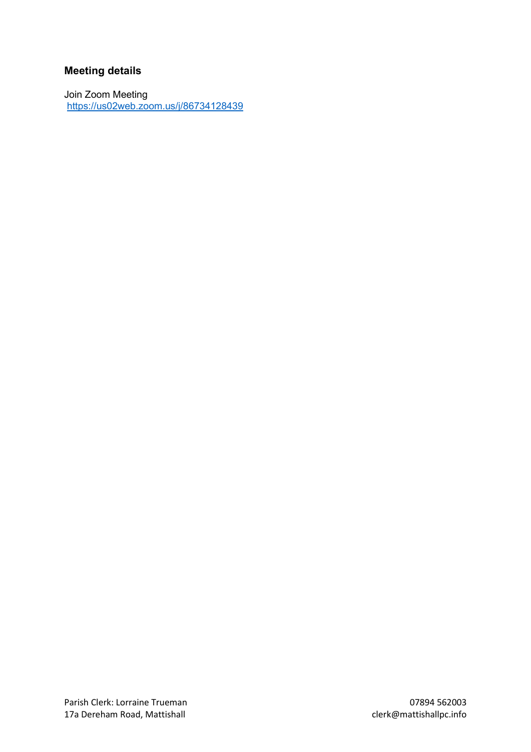### Meeting details

Join Zoom Meeting
https://us02web.zoom.us/j/86734128439

Parish Clerk: Lorraine Trueman
17a Dereham Road, Mattishall

07894 562003
clerk@mattishallpc.info